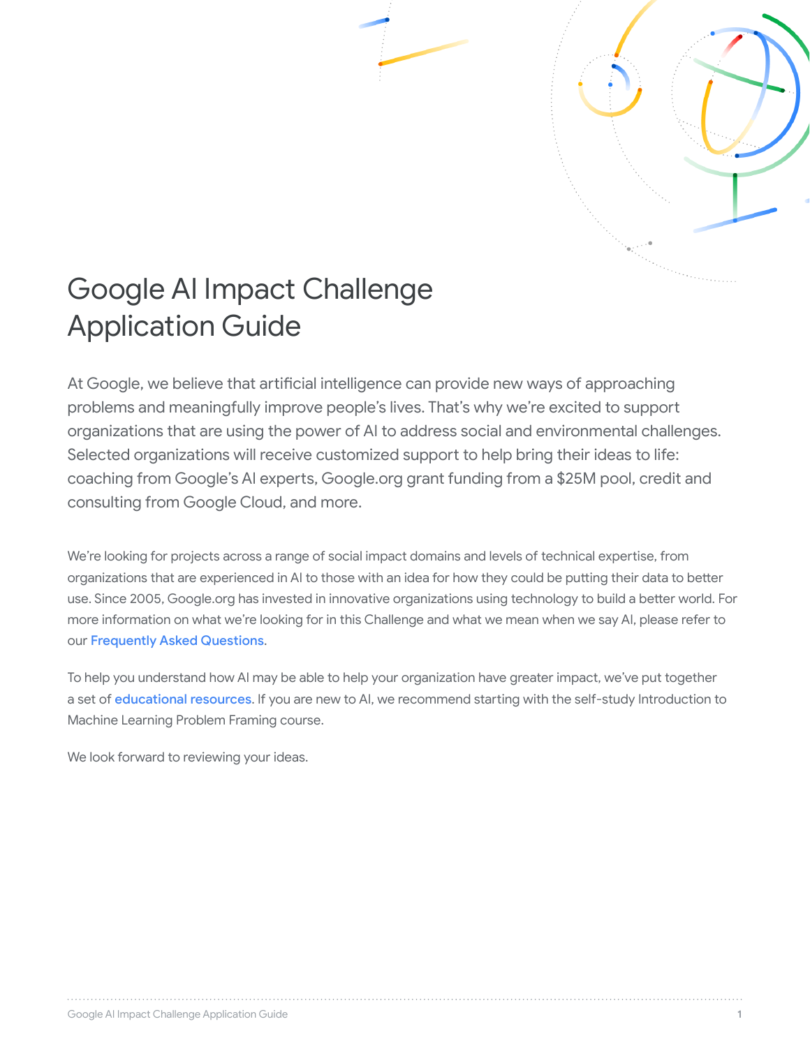# Google AI Impact Challenge Application Guide

At Google, we believe that artificial intelligence can provide new ways of approaching problems and meaningfully improve people's lives. That's why we're excited to support organizations that are using the power of AI to address social and environmental challenges. Selected organizations will receive customized support to help bring their ideas to life: coaching from Google's AI experts, Google.org grant funding from a $25M pool, credit and consulting from Google Cloud, and more.

We're looking for projects across a range of social impact domains and levels of technical expertise, from organizations that are experienced in AI to those with an idea for how they could be putting their data to better use. Since 2005, Google.org has invested in innovative organizations using technology to build a better world. For more information on what we're looking for in this Challenge and what we mean when we say AI, please refer to our Frequently Asked Questions.

To help you understand how AI may be able to help your organization have greater impact, we've put together a set of educational resources. If you are new to AI, we recommend starting with the self-study Introduction to Machine Learning Problem Framing course.

We look forward to reviewing your ideas.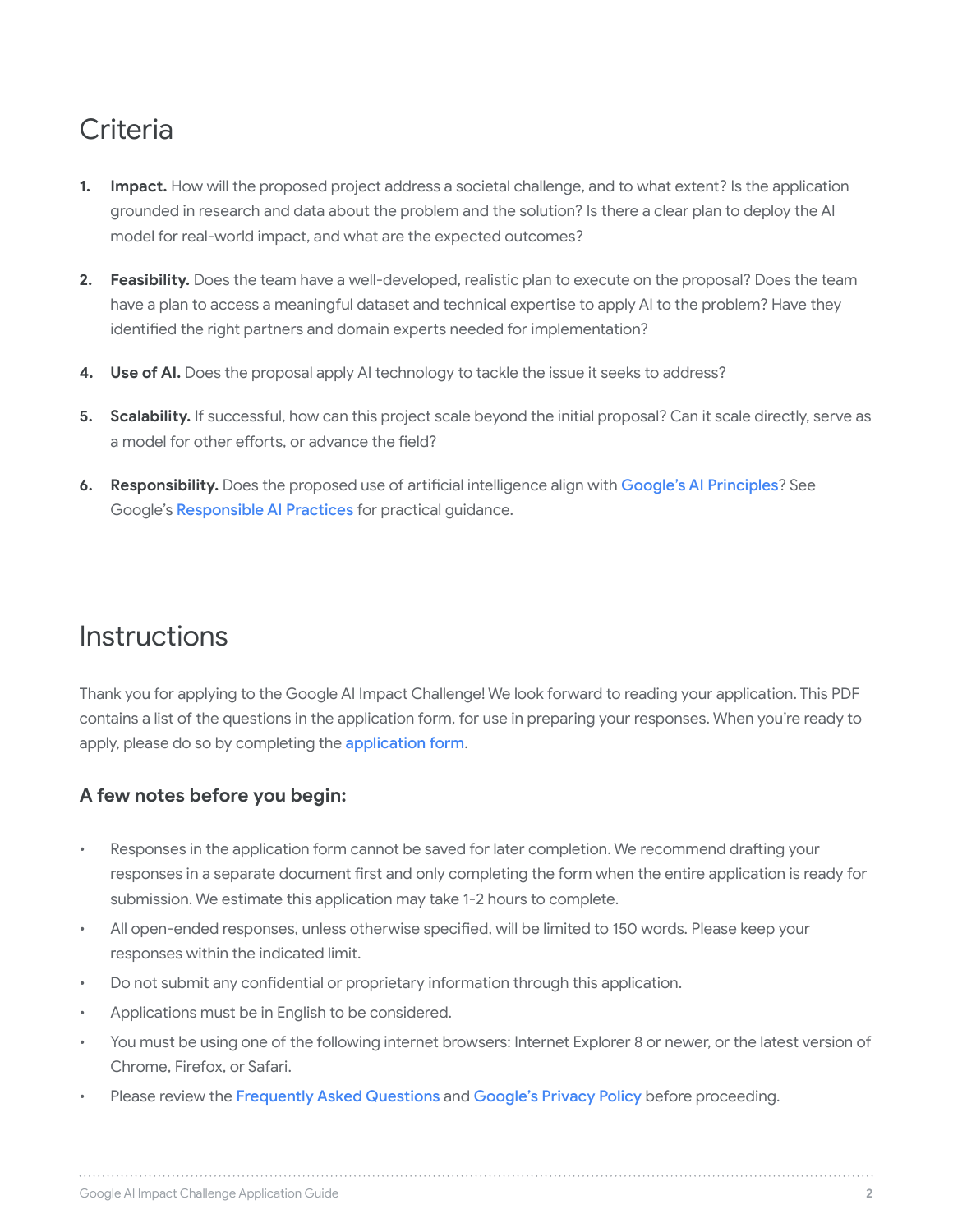# Criteria

1. **Impact.** How will the proposed project address a societal challenge, and to what extent? Is the application grounded in research and data about the problem and the solution? Is there a clear plan to deploy the AI model for real-world impact, and what are the expected outcomes?

2. **Feasibility.** Does the team have a well-developed, realistic plan to execute on the proposal? Does the team have a plan to access a meaningful dataset and technical expertise to apply AI to the problem? Have they identified the right partners and domain experts needed for implementation?

4. **Use of AI.** Does the proposal apply AI technology to tackle the issue it seeks to address?

5. **Scalability.** If successful, how can this project scale beyond the initial proposal? Can it scale directly, serve as a model for other efforts, or advance the field?

6. **Responsibility.** Does the proposed use of artificial intelligence align with Google's AI Principles? See Google's Responsible AI Practices for practical guidance.

# Instructions

Thank you for applying to the Google AI Impact Challenge! We look forward to reading your application. This PDF contains a list of the questions in the application form, for use in preparing your responses. When you're ready to apply, please do so by completing the application form.

### A few notes before you begin:

- Responses in the application form cannot be saved for later completion. We recommend drafting your responses in a separate document first and only completing the form when the entire application is ready for submission. We estimate this application may take 1-2 hours to complete.
- All open-ended responses, unless otherwise specified, will be limited to 150 words. Please keep your responses within the indicated limit.
- Do not submit any confidential or proprietary information through this application.
- Applications must be in English to be considered.
- You must be using one of the following internet browsers: Internet Explorer 8 or newer, or the latest version of Chrome, Firefox, or Safari.
- Please review the Frequently Asked Questions and Google's Privacy Policy before proceeding.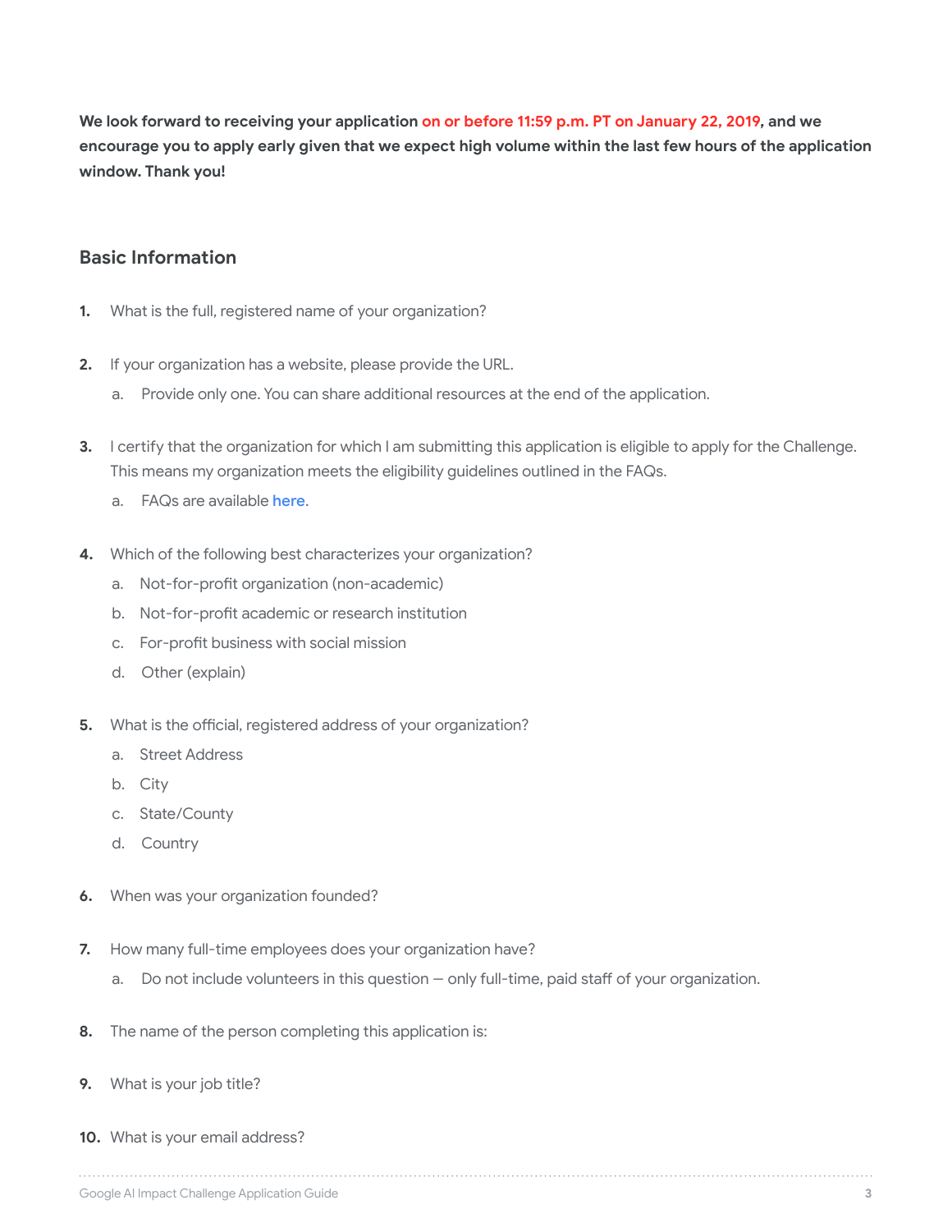**We look forward to receiving your application on or before 11:59 p.m. PT on January 22, 2019, and we encourage you to apply early given that we expect high volume within the last few hours of the application window. Thank you!**

## Basic Information

1. What is the full, registered name of your organization?

2. If your organization has a website, please provide the URL.
   a. Provide only one. You can share additional resources at the end of the application.

3. I certify that the organization for which I am submitting this application is eligible to apply for the Challenge. This means my organization meets the eligibility guidelines outlined in the FAQs.
   a. FAQs are available here.

4. Which of the following best characterizes your organization?
   a. Not-for-profit organization (non-academic)
   b. Not-for-profit academic or research institution
   c. For-profit business with social mission
   d. Other (explain)

5. What is the official, registered address of your organization?
   a. Street Address
   b. City
   c. State/County
   d. Country

6. When was your organization founded?

7. How many full-time employees does your organization have?
   a. Do not include volunteers in this question — only full-time, paid staff of your organization.

8. The name of the person completing this application is:

9. What is your job title?

10. What is your email address?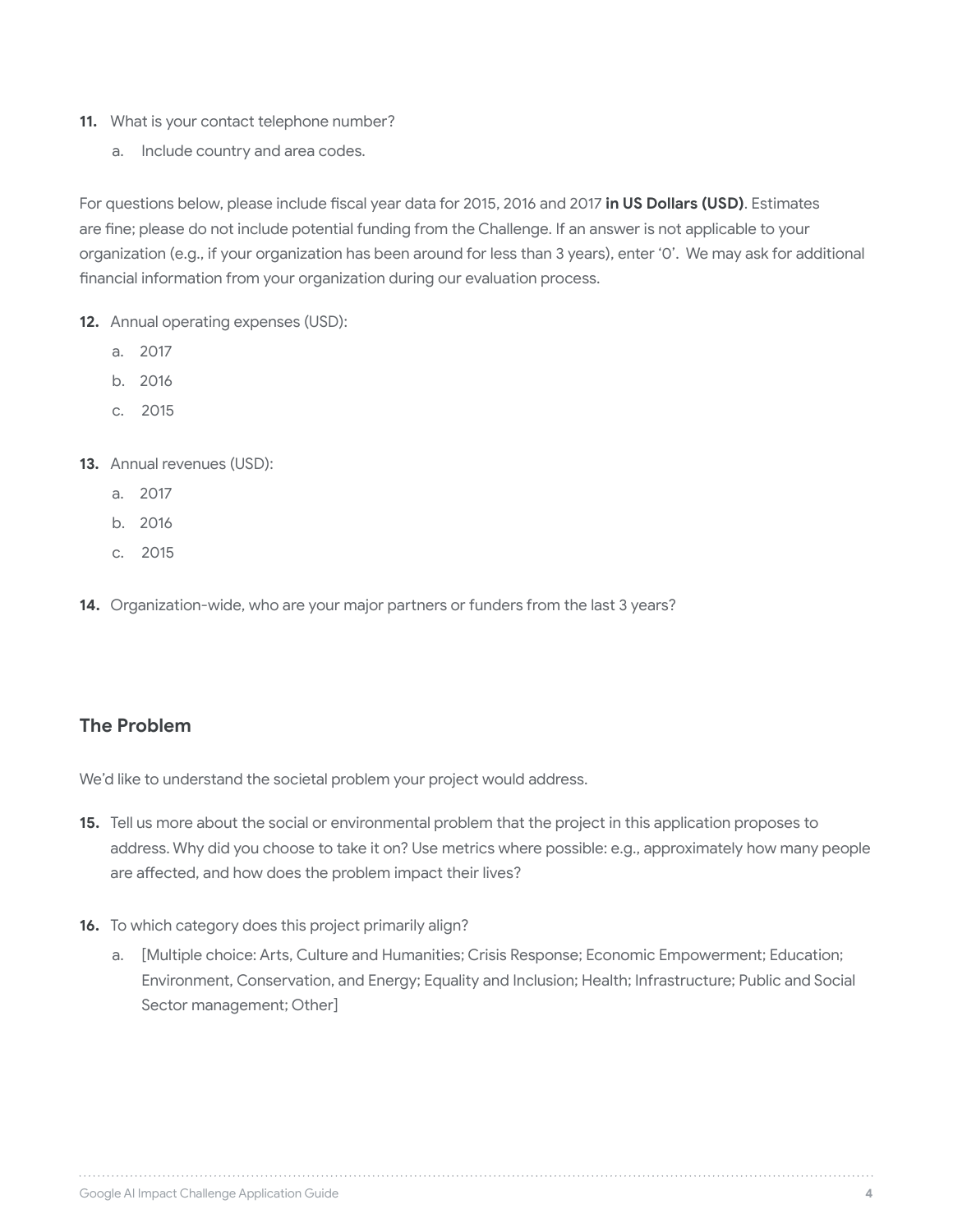11. What is your contact telephone number?
    a. Include country and area codes.

For questions below, please include fiscal year data for 2015, 2016 and 2017 **in US Dollars (USD)**. Estimates are fine; please do not include potential funding from the Challenge. If an answer is not applicable to your organization (e.g., if your organization has been around for less than 3 years), enter '0'. We may ask for additional financial information from your organization during our evaluation process.

12. Annual operating expenses (USD):
    a. 2017
    b. 2016
    c. 2015

13. Annual revenues (USD):
    a. 2017
    b. 2016
    c. 2015

14. Organization-wide, who are your major partners or funders from the last 3 years?

## The Problem

We'd like to understand the societal problem your project would address.

15. Tell us more about the social or environmental problem that the project in this application proposes to address. Why did you choose to take it on? Use metrics where possible: e.g., approximately how many people are affected, and how does the problem impact their lives?

16. To which category does this project primarily align?
    a. [Multiple choice: Arts, Culture and Humanities; Crisis Response; Economic Empowerment; Education; Environment, Conservation, and Energy; Equality and Inclusion; Health; Infrastructure; Public and Social Sector management; Other]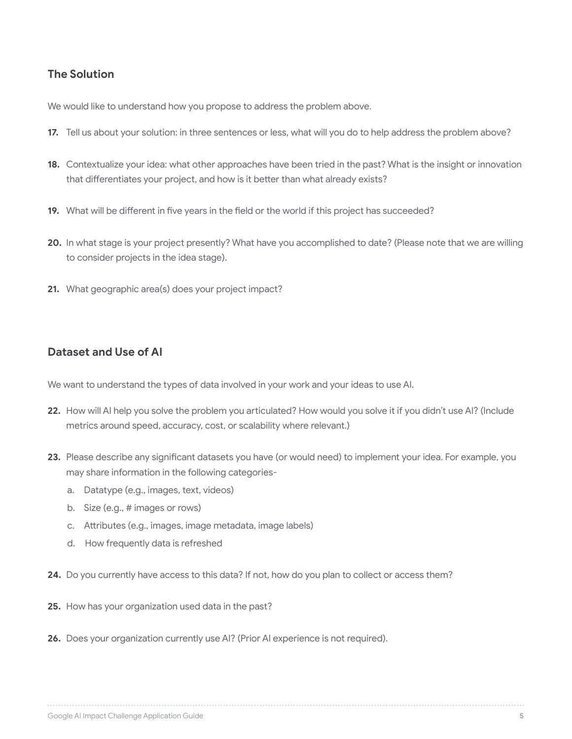## The Solution

We would like to understand how you propose to address the problem above.

17. Tell us about your solution: in three sentences or less, what will you do to help address the problem above?

18. Contextualize your idea: what other approaches have been tried in the past? What is the insight or innovation that differentiates your project, and how is it better than what already exists?

19. What will be different in five years in the field or the world if this project has succeeded?

20. In what stage is your project presently? What have you accomplished to date? (Please note that we are willing to consider projects in the idea stage).

21. What geographic area(s) does your project impact?

## Dataset and Use of AI

We want to understand the types of data involved in your work and your ideas to use AI.

22. How will AI help you solve the problem you articulated? How would you solve it if you didn't use AI? (Include metrics around speed, accuracy, cost, or scalability where relevant.)

23. Please describe any significant datasets you have (or would need) to implement your idea. For example, you may share information in the following categories-
    a. Datatype (e.g., images, text, videos)
    b. Size (e.g., # images or rows)
    c. Attributes (e.g., images, image metadata, image labels)
    d. How frequently data is refreshed

24. Do you currently have access to this data? If not, how do you plan to collect or access them?

25. How has your organization used data in the past?

26. Does your organization currently use AI? (Prior AI experience is not required).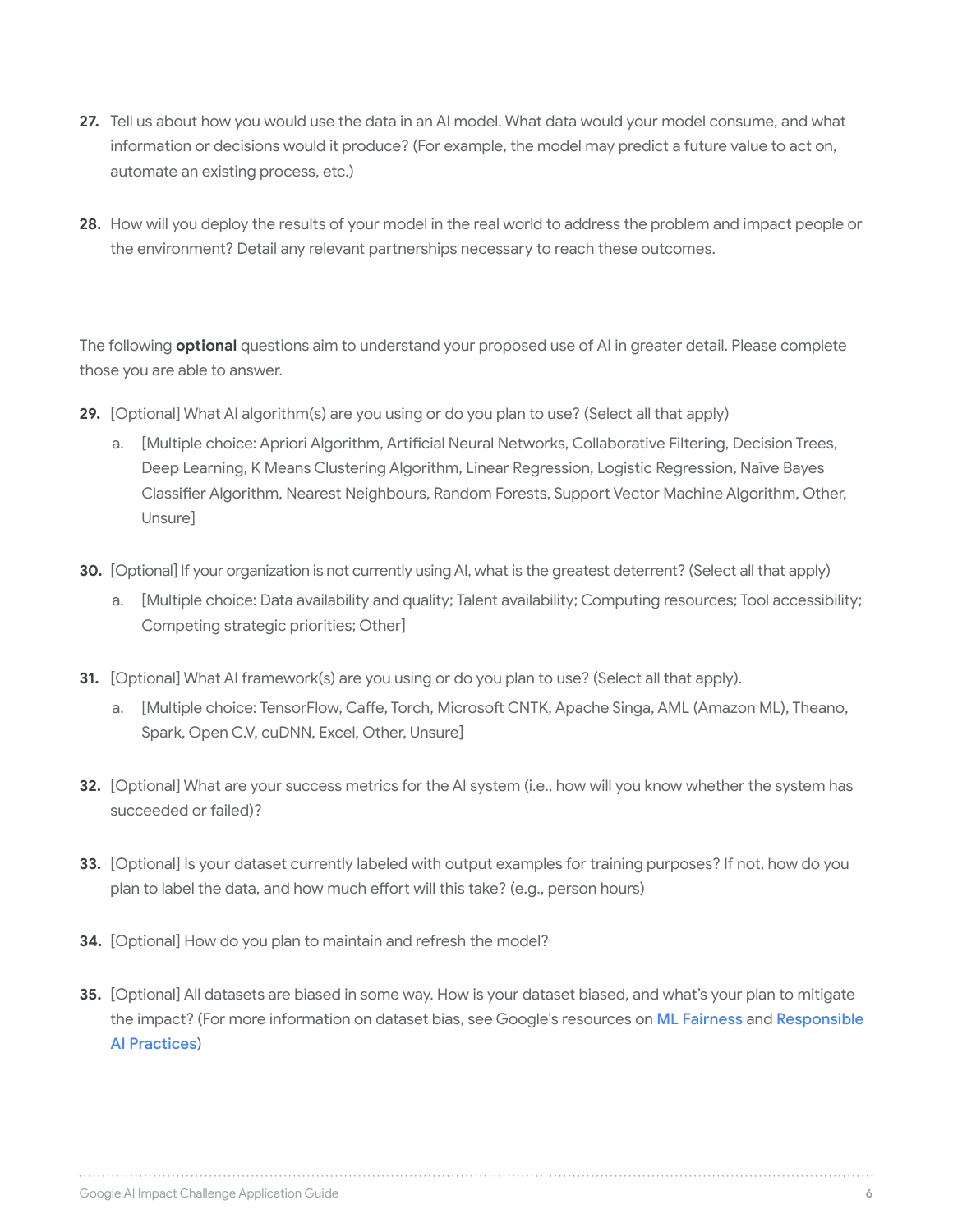27. Tell us about how you would use the data in an AI model. What data would your model consume, and what information or decisions would it produce? (For example, the model may predict a future value to act on, automate an existing process, etc.)

28. How will you deploy the results of your model in the real world to address the problem and impact people or the environment? Detail any relevant partnerships necessary to reach these outcomes.

The following **optional** questions aim to understand your proposed use of AI in greater detail. Please complete those you are able to answer.

29. [Optional] What AI algorithm(s) are you using or do you plan to use? (Select all that apply)
    a. [Multiple choice: Apriori Algorithm, Artificial Neural Networks, Collaborative Filtering, Decision Trees, Deep Learning, K Means Clustering Algorithm, Linear Regression, Logistic Regression, Naïve Bayes Classifier Algorithm, Nearest Neighbours, Random Forests, Support Vector Machine Algorithm, Other, Unsure]

30. [Optional] If your organization is not currently using AI, what is the greatest deterrent? (Select all that apply)
    a. [Multiple choice: Data availability and quality; Talent availability; Computing resources; Tool accessibility; Competing strategic priorities; Other]

31. [Optional] What AI framework(s) are you using or do you plan to use? (Select all that apply).
    a. [Multiple choice: TensorFlow, Caffe, Torch, Microsoft CNTK, Apache Singa, AML (Amazon ML), Theano, Spark, Open C.V, cuDNN, Excel, Other, Unsure]

32. [Optional] What are your success metrics for the AI system (i.e., how will you know whether the system has succeeded or failed)?

33. [Optional] Is your dataset currently labeled with output examples for training purposes? If not, how do you plan to label the data, and how much effort will this take? (e.g., person hours)

34. [Optional] How do you plan to maintain and refresh the model?

35. [Optional] All datasets are biased in some way. How is your dataset biased, and what's your plan to mitigate the impact? (For more information on dataset bias, see Google's resources on ML Fairness and Responsible AI Practices)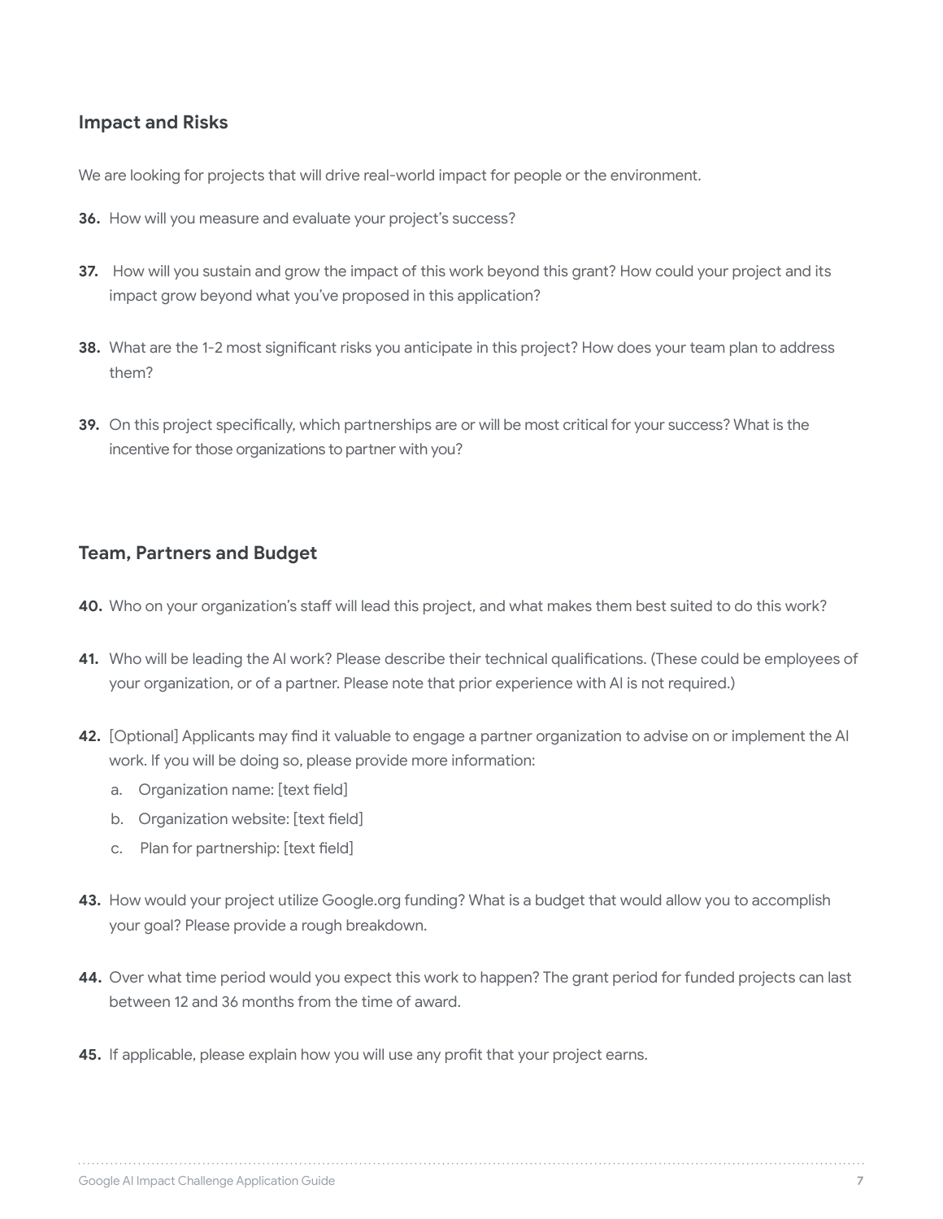## Impact and Risks

We are looking for projects that will drive real-world impact for people or the environment.

**36.** How will you measure and evaluate your project's success?

**37.** How will you sustain and grow the impact of this work beyond this grant? How could your project and its impact grow beyond what you've proposed in this application?

**38.** What are the 1-2 most significant risks you anticipate in this project? How does your team plan to address them?

**39.** On this project specifically, which partnerships are or will be most critical for your success? What is the incentive for those organizations to partner with you?

## Team, Partners and Budget

**40.** Who on your organization's staff will lead this project, and what makes them best suited to do this work?

**41.** Who will be leading the AI work? Please describe their technical qualifications. (These could be employees of your organization, or of a partner. Please note that prior experience with AI is not required.)

**42.** [Optional] Applicants may find it valuable to engage a partner organization to advise on or implement the AI work. If you will be doing so, please provide more information:

a. Organization name: [text field]

b. Organization website: [text field]

c. Plan for partnership: [text field]

**43.** How would your project utilize Google.org funding? What is a budget that would allow you to accomplish your goal? Please provide a rough breakdown.

**44.** Over what time period would you expect this work to happen? The grant period for funded projects can last between 12 and 36 months from the time of award.

**45.** If applicable, please explain how you will use any profit that your project earns.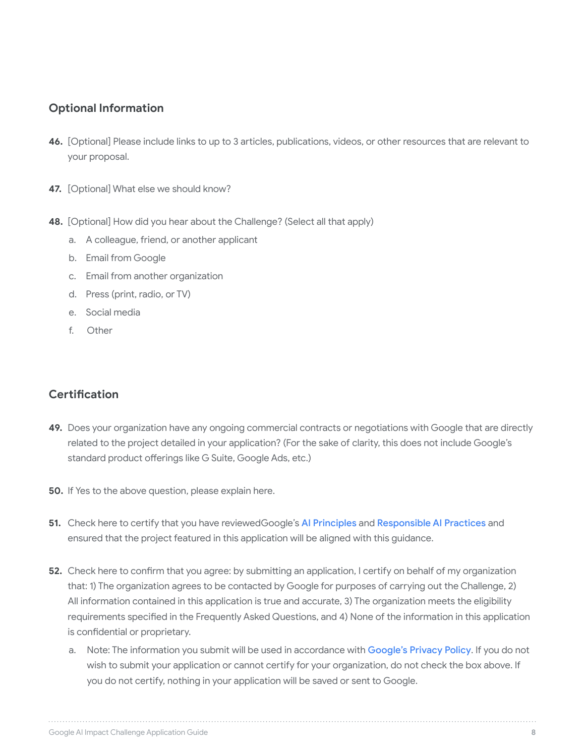## Optional Information

46. [Optional] Please include links to up to 3 articles, publications, videos, or other resources that are relevant to your proposal.

47. [Optional] What else we should know?

48. [Optional] How did you hear about the Challenge? (Select all that apply)
    a. A colleague, friend, or another applicant
    b. Email from Google
    c. Email from another organization
    d. Press (print, radio, or TV)
    e. Social media
    f. Other

## Certification

49. Does your organization have any ongoing commercial contracts or negotiations with Google that are directly related to the project detailed in your application? (For the sake of clarity, this does not include Google's standard product offerings like G Suite, Google Ads, etc.)

50. If Yes to the above question, please explain here.

51. Check here to certify that you have reviewedGoogle's AI Principles and Responsible AI Practices and ensured that the project featured in this application will be aligned with this guidance.

52. Check here to confirm that you agree: by submitting an application, I certify on behalf of my organization that: 1) The organization agrees to be contacted by Google for purposes of carrying out the Challenge, 2) All information contained in this application is true and accurate, 3) The organization meets the eligibility requirements specified in the Frequently Asked Questions, and 4) None of the information in this application is confidential or proprietary.
    a. Note: The information you submit will be used in accordance with Google's Privacy Policy. If you do not wish to submit your application or cannot certify for your organization, do not check the box above. If you do not certify, nothing in your application will be saved or sent to Google.